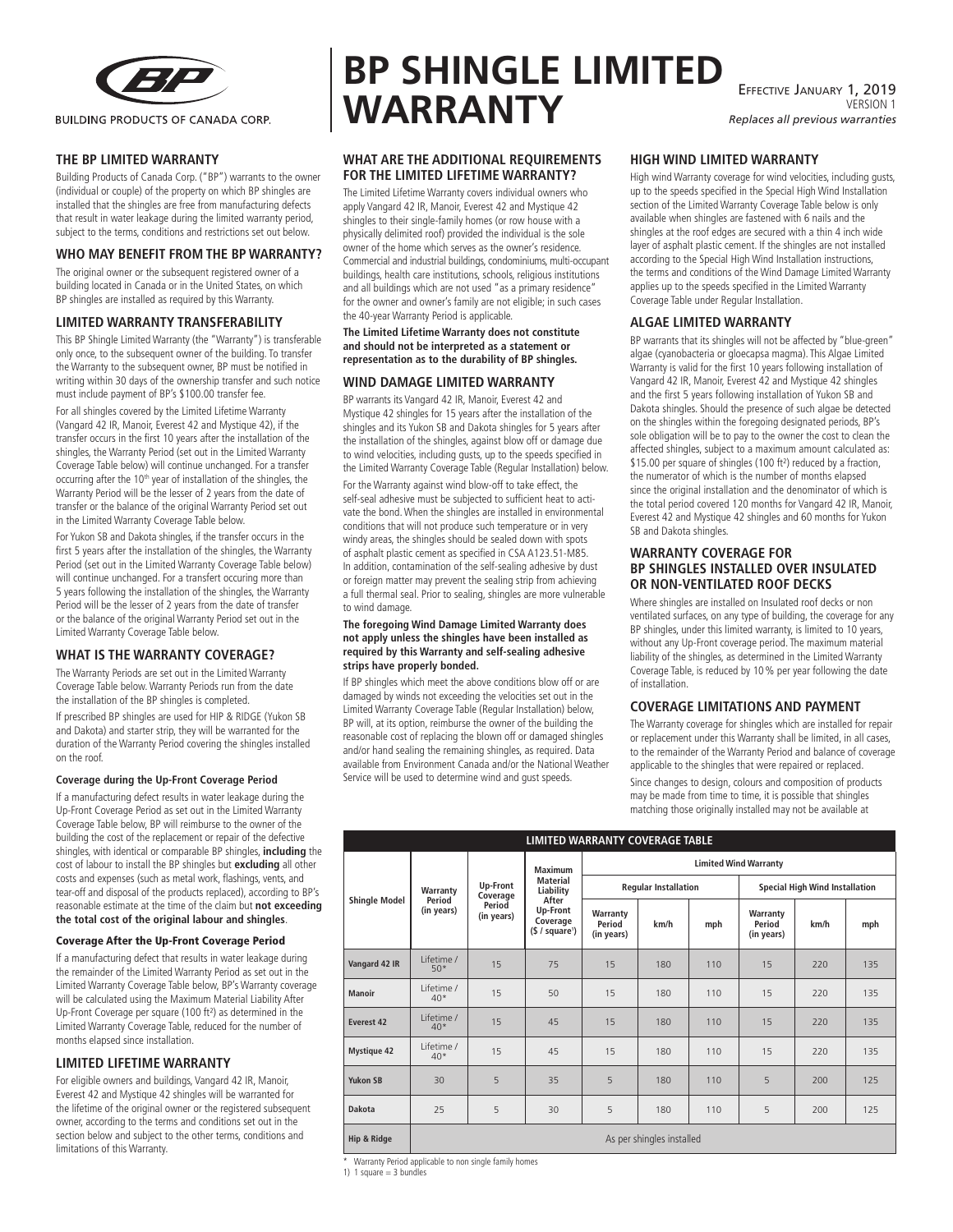BUILDING PRODUCTS OF CANADA CORP.

# BP SHINGLE LIMITED WARRANTY

EFFECTIVE JANUARY 1, 2019
VERSION 1
*Replaces all previous warranties*

## THE BP LIMITED WARRANTY

Building Products of Canada Corp. ("BP") warrants to the owner (individual or couple) of the property on which BP shingles are installed that the shingles are free from manufacturing defects that result in water leakage during the limited warranty period, subject to the terms, conditions and restrictions set out below.

## WHO MAY BENEFIT FROM THE BP WARRANTY?

The original owner or the subsequent registered owner of a building located in Canada or in the United States, on which BP shingles are installed as required by this Warranty.

## LIMITED WARRANTY TRANSFERABILITY

This BP Shingle Limited Warranty (the "Warranty") is transferable only once, to the subsequent owner of the building. To transfer the Warranty to the subsequent owner, BP must be notified in writing within 30 days of the ownership transfer and such notice must include payment of BP's $100.00 transfer fee.

For all shingles covered by the Limited Lifetime Warranty (Vangard 42 IR, Manoir, Everest 42 and Mystique 42), if the transfer occurs in the first 10 years after the installation of the shingles, the Warranty Period (set out in the Limited Warranty Coverage Table below) will continue unchanged. For a transfer occurring after the 10th year of installation of the shingles, the Warranty Period will be the lesser of 2 years from the date of transfer or the balance of the original Warranty Period set out in the Limited Warranty Coverage Table below.

For Yukon SB and Dakota shingles, if the transfer occurs in the first 5 years after the installation of the shingles, the Warranty Period (set out in the Limited Warranty Coverage Table below) will continue unchanged. For a transfert occuring more than 5 years following the installation of the shingles, the Warranty Period will be the lesser of 2 years from the date of transfer or the balance of the original Warranty Period set out in the Limited Warranty Coverage Table below.

## WHAT IS THE WARRANTY COVERAGE?

The Warranty Periods are set out in the Limited Warranty Coverage Table below. Warranty Periods run from the date the installation of the BP shingles is completed.

If prescribed BP shingles are used for HIP & RIDGE (Yukon SB and Dakota) and starter strip, they will be warranted for the duration of the Warranty Period covering the shingles installed on the roof.

### Coverage during the Up-Front Coverage Period

If a manufacturing defect results in water leakage during the Up-Front Coverage Period as set out in the Limited Warranty Coverage Table below, BP will reimburse to the owner of the building the cost of the replacement or repair of the defective shingles, with identical or comparable BP shingles, **including** the cost of labour to install the BP shingles but **excluding** all other costs and expenses (such as metal work, flashings, vents, and tear-off and disposal of the products replaced), according to BP's reasonable estimate at the time of the claim but **not exceeding the total cost of the original labour and shingles**.

### Coverage After the Up-Front Coverage Period

If a manufacturing defect that results in water leakage during the remainder of the Limited Warranty Period as set out in the Limited Warranty Coverage Table below, BP's Warranty coverage will be calculated using the Maximum Material Liability After Up-Front Coverage per square (100 ft²) as determined in the Limited Warranty Coverage Table, reduced for the number of months elapsed since installation.

## LIMITED LIFETIME WARRANTY

For eligible owners and buildings, Vangard 42 IR, Manoir, Everest 42 and Mystique 42 shingles will be warranted for the lifetime of the original owner or the registered subsequent owner, according to the terms and conditions set out in the section below and subject to the other terms, conditions and limitations of this Warranty.

## WHAT ARE THE ADDITIONAL REQUIREMENTS FOR THE LIMITED LIFETIME WARRANTY?

The Limited Lifetime Warranty covers individual owners who apply Vangard 42 IR, Manoir, Everest 42 and Mystique 42 shingles to their single-family homes (or row house with a physically delimited roof) provided the individual is the sole owner of the home which serves as the owner's residence. Commercial and industrial buildings, condominiums, multi-occupant buildings, health care institutions, schools, religious institutions and all buildings which are not used "as a primary residence" for the owner and owner's family are not eligible; in such cases the 40-year Warranty Period is applicable.

**The Limited Lifetime Warranty does not constitute and should not be interpreted as a statement or representation as to the durability of BP shingles.**

## WIND DAMAGE LIMITED WARRANTY

BP warrants its Vangard 42 IR, Manoir, Everest 42 and Mystique 42 shingles for 15 years after the installation of the shingles and its Yukon SB and Dakota shingles for 5 years after the installation of the shingles, against blow off or damage due to wind velocities, including gusts, up to the speeds specified in the Limited Warranty Coverage Table (Regular Installation) below.

For the Warranty against wind blow-off to take effect, the self-seal adhesive must be subjected to sufficient heat to activate the bond. When the shingles are installed in environmental conditions that will not produce such temperature or in very windy areas, the shingles should be sealed down with spots of asphalt plastic cement as specified in CSA A123.51-M85. In addition, contamination of the self-sealing adhesive by dust or foreign matter may prevent the sealing strip from achieving a full thermal seal. Prior to sealing, shingles are more vulnerable to wind damage.

**The foregoing Wind Damage Limited Warranty does not apply unless the shingles have been installed as required by this Warranty and self-sealing adhesive strips have properly bonded.**

If BP shingles which meet the above conditions blow off or are damaged by winds not exceeding the velocities set out in the Limited Warranty Coverage Table (Regular Installation) below, BP will, at its option, reimburse the owner of the building the reasonable cost of replacing the blown off or damaged shingles and/or hand sealing the remaining shingles, as required. Data available from Environment Canada and/or the National Weather Service will be used to determine wind and gust speeds.

## HIGH WIND LIMITED WARRANTY

High wind Warranty coverage for wind velocities, including gusts, up to the speeds specified in the Special High Wind Installation section of the Limited Warranty Coverage Table below is only available when shingles are fastened with 6 nails and the shingles at the roof edges are secured with a thin 4 inch wide layer of asphalt plastic cement. If the shingles are not installed according to the Special High Wind Installation instructions, the terms and conditions of the Wind Damage Limited Warranty applies up to the speeds specified in the Limited Warranty Coverage Table under Regular Installation.

## ALGAE LIMITED WARRANTY

BP warrants that its shingles will not be affected by "blue-green" algae (cyanobacteria or gloecapsa magma). This Algae Limited Warranty is valid for the first 10 years following installation of Vangard 42 IR, Manoir, Everest 42 and Mystique 42 shingles and the first 5 years following installation of Yukon SB and Dakota shingles. Should the presence of such algae be detected on the shingles within the foregoing designated periods, BP's sole obligation will be to pay to the owner the cost to clean the affected shingles, subject to a maximum amount calculated as: $15.00 per square of shingles (100 ft²) reduced by a fraction, the numerator of which is the number of months elapsed since the original installation and the denominator of which is the total period covered 120 months for Vangard 42 IR, Manoir, Everest 42 and Mystique 42 shingles and 60 months for Yukon SB and Dakota shingles.

## WARRANTY COVERAGE FOR BP SHINGLES INSTALLED OVER INSULATED OR NON-VENTILATED ROOF DECKS

Where shingles are installed on Insulated roof decks or non ventilated surfaces, on any type of building, the coverage for any BP shingles, under this limited warranty, is limited to 10 years, without any Up-Front coverage period. The maximum material liability of the shingles, as determined in the Limited Warranty Coverage Table, is reduced by 10 % per year following the date of installation.

## COVERAGE LIMITATIONS AND PAYMENT

The Warranty coverage for shingles which are installed for repair or replacement under this Warranty shall be limited, in all cases, to the remainder of the Warranty Period and balance of coverage applicable to the shingles that were repaired or replaced.

Since changes to design, colours and composition of products may be made from time to time, it is possible that shingles matching those originally installed may not be available at

**LIMITED WARRANTY COVERAGE TABLE**

| Shingle Model | Warranty Period (in years) | Up-Front Coverage Period (in years) | Maximum Material Liability After Up-Front Coverage ($ / square[1]) | Limited Wind Warranty | | | | | |
|---|---|---|---|---|---|---|---|---|---|
| | | | | Regular Installation | | | Special High Wind Installation | | |
| | | | | Warranty Period (in years) | km/h | mph | Warranty Period (in years) | km/h | mph |
| Vangard 42 IR | Lifetime / 50* | 15 | 75 | 15 | 180 | 110 | 15 | 220 | 135 |
| Manoir | Lifetime / 40* | 15 | 50 | 15 | 180 | 110 | 15 | 220 | 135 |
| Everest 42 | Lifetime / 40* | 15 | 45 | 15 | 180 | 110 | 15 | 220 | 135 |
| Mystique 42 | Lifetime / 40* | 15 | 45 | 15 | 180 | 110 | 15 | 220 | 135 |
| Yukon SB | 30 | 5 | 35 | 5 | 180 | 110 | 5 | 200 | 125 |
| Dakota | 25 | 5 | 30 | 5 | 180 | 110 | 5 | 200 | 125 |
| Hip & Ridge | As per shingles installed | | | | | | | | |

\* Warranty Period applicable to non single family homes
1) 1 square = 3 bundles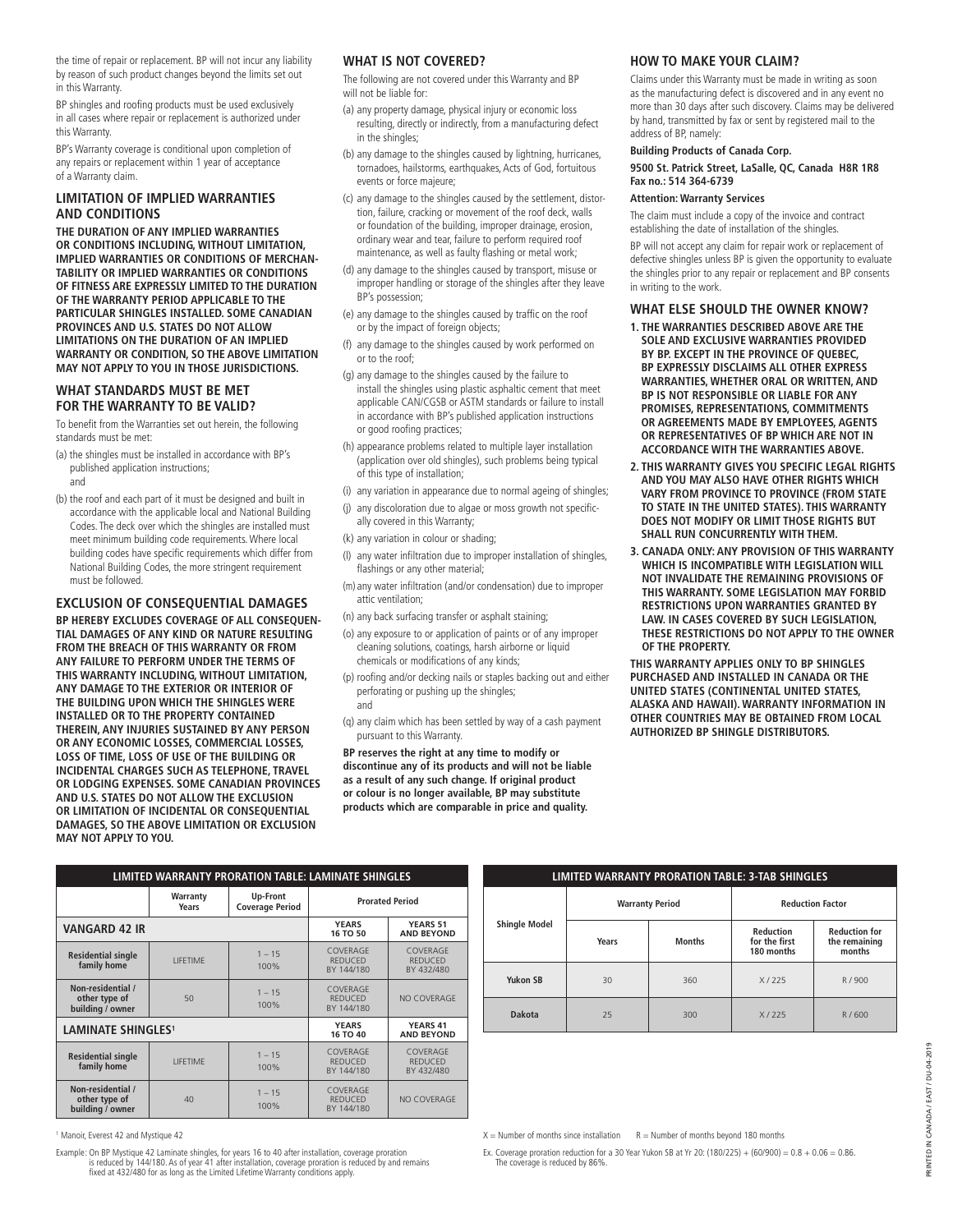the time of repair or replacement. BP will not incur any liability by reason of such product changes beyond the limits set out in this Warranty.

BP shingles and roofing products must be used exclusively in all cases where repair or replacement is authorized under this Warranty.

BP's Warranty coverage is conditional upon completion of any repairs or replacement within 1 year of acceptance of a Warranty claim.

## LIMITATION OF IMPLIED WARRANTIES AND CONDITIONS

**THE DURATION OF ANY IMPLIED WARRANTIES OR CONDITIONS INCLUDING, WITHOUT LIMITATION, IMPLIED WARRANTIES OR CONDITIONS OF MERCHANTABILITY OR IMPLIED WARRANTIES OR CONDITIONS OF FITNESS ARE EXPRESSLY LIMITED TO THE DURATION OF THE WARRANTY PERIOD APPLICABLE TO THE PARTICULAR SHINGLES INSTALLED. SOME CANADIAN PROVINCES AND U.S. STATES DO NOT ALLOW LIMITATIONS ON THE DURATION OF AN IMPLIED WARRANTY OR CONDITION, SO THE ABOVE LIMITATION MAY NOT APPLY TO YOU IN THOSE JURISDICTIONS.**

## WHAT STANDARDS MUST BE MET FOR THE WARRANTY TO BE VALID?

To benefit from the Warranties set out herein, the following standards must be met:

(a) the shingles must be installed in accordance with BP's published application instructions; and

(b) the roof and each part of it must be designed and built in accordance with the applicable local and National Building Codes. The deck over which the shingles are installed must meet minimum building code requirements. Where local building codes have specific requirements which differ from National Building Codes, the more stringent requirement must be followed.

## EXCLUSION OF CONSEQUENTIAL DAMAGES

**BP HEREBY EXCLUDES COVERAGE OF ALL CONSEQUENTIAL DAMAGES OF ANY KIND OR NATURE RESULTING FROM THE BREACH OF THIS WARRANTY OR FROM ANY FAILURE TO PERFORM UNDER THE TERMS OF THIS WARRANTY INCLUDING, WITHOUT LIMITATION, ANY DAMAGE TO THE EXTERIOR OR INTERIOR OF THE BUILDING UPON WHICH THE SHINGLES WERE INSTALLED OR TO THE PROPERTY CONTAINED THEREIN, ANY INJURIES SUSTAINED BY ANY PERSON OR ANY ECONOMIC LOSSES, COMMERCIAL LOSSES, LOSS OF TIME, LOSS OF USE OF THE BUILDING OR INCIDENTAL CHARGES SUCH AS TELEPHONE, TRAVEL OR LODGING EXPENSES. SOME CANADIAN PROVINCES AND U.S. STATES DO NOT ALLOW THE EXCLUSION OR LIMITATION OF INCIDENTAL OR CONSEQUENTIAL DAMAGES, SO THE ABOVE LIMITATION OR EXCLUSION MAY NOT APPLY TO YOU.**

## WHAT IS NOT COVERED?

The following are not covered under this Warranty and BP will not be liable for:

(a) any property damage, physical injury or economic loss resulting, directly or indirectly, from a manufacturing defect in the shingles;

(b) any damage to the shingles caused by lightning, hurricanes, tornadoes, hailstorms, earthquakes, Acts of God, fortuitous events or force majeure;

(c) any damage to the shingles caused by the settlement, distortion, failure, cracking or movement of the roof deck, walls or foundation of the building, improper drainage, erosion, ordinary wear and tear, failure to perform required roof maintenance, as well as faulty flashing or metal work;

(d) any damage to the shingles caused by transport, misuse or improper handling or storage of the shingles after they leave BP's possession;

(e) any damage to the shingles caused by traffic on the roof or by the impact of foreign objects;

(f) any damage to the shingles caused by work performed on or to the roof;

(g) any damage to the shingles caused by the failure to install the shingles using plastic asphaltic cement that meet applicable CAN/CGSB or ASTM standards or failure to install in accordance with BP's published application instructions or good roofing practices;

(h) appearance problems related to multiple layer installation (application over old shingles), such problems being typical of this type of installation;

(i) any variation in appearance due to normal ageing of shingles;

(j) any discoloration due to algae or moss growth not specifically covered in this Warranty;

(k) any variation in colour or shading;

(l) any water infiltration due to improper installation of shingles, flashings or any other material;

(m) any water infiltration (and/or condensation) due to improper attic ventilation;

(n) any back surfacing transfer or asphalt staining;

(o) any exposure to or application of paints or of any improper cleaning solutions, coatings, harsh airborne or liquid chemicals or modifications of any kinds;

(p) roofing and/or decking nails or staples backing out and either perforating or pushing up the shingles; and

(q) any claim which has been settled by way of a cash payment pursuant to this Warranty.

**BP reserves the right at any time to modify or discontinue any of its products and will not be liable as a result of any such change. If original product or colour is no longer available, BP may substitute products which are comparable in price and quality.**

## HOW TO MAKE YOUR CLAIM?

Claims under this Warranty must be made in writing as soon as the manufacturing defect is discovered and in any event no more than 30 days after such discovery. Claims may be delivered by hand, transmitted by fax or sent by registered mail to the address of BP, namely:

**Building Products of Canada Corp.**

**9500 St. Patrick Street, LaSalle, QC, Canada H8R 1R8**
**Fax no.: 514 364-6739**

**Attention: Warranty Services**

The claim must include a copy of the invoice and contract establishing the date of installation of the shingles.

BP will not accept any claim for repair work or replacement of defective shingles unless BP is given the opportunity to evaluate the shingles prior to any repair or replacement and BP consents in writing to the work.

## WHAT ELSE SHOULD THE OWNER KNOW?

**1. THE WARRANTIES DESCRIBED ABOVE ARE THE SOLE AND EXCLUSIVE WARRANTIES PROVIDED BY BP. EXCEPT IN THE PROVINCE OF QUEBEC, BP EXPRESSLY DISCLAIMS ALL OTHER EXPRESS WARRANTIES, WHETHER ORAL OR WRITTEN, AND BP IS NOT RESPONSIBLE OR LIABLE FOR ANY PROMISES, REPRESENTATIONS, COMMITMENTS OR AGREEMENTS MADE BY EMPLOYEES, AGENTS OR REPRESENTATIVES OF BP WHICH ARE NOT IN ACCORDANCE WITH THE WARRANTIES ABOVE.**

**2. THIS WARRANTY GIVES YOU SPECIFIC LEGAL RIGHTS AND YOU MAY ALSO HAVE OTHER RIGHTS WHICH VARY FROM PROVINCE TO PROVINCE (FROM STATE TO STATE IN THE UNITED STATES). THIS WARRANTY DOES NOT MODIFY OR LIMIT THOSE RIGHTS BUT SHALL RUN CONCURRENTLY WITH THEM.**

**3. CANADA ONLY: ANY PROVISION OF THIS WARRANTY WHICH IS INCOMPATIBLE WITH LEGISLATION WILL NOT INVALIDATE THE REMAINING PROVISIONS OF THIS WARRANTY. SOME LEGISLATION MAY FORBID RESTRICTIONS UPON WARRANTIES GRANTED BY LAW. IN CASES COVERED BY SUCH LEGISLATION, THESE RESTRICTIONS DO NOT APPLY TO THE OWNER OF THE PROPERTY.**

**THIS WARRANTY APPLIES ONLY TO BP SHINGLES PURCHASED AND INSTALLED IN CANADA OR THE UNITED STATES (CONTINENTAL UNITED STATES, ALASKA AND HAWAII). WARRANTY INFORMATION IN OTHER COUNTRIES MAY BE OBTAINED FROM LOCAL AUTHORIZED BP SHINGLE DISTRIBUTORS.**

**LIMITED WARRANTY PRORATION TABLE: LAMINATE SHINGLES**

| | Warranty Years | Up-Front Coverage Period | Prorated Period | |
|---|---|---|---|---|
| **VANGARD 42 IR** | | | **YEARS 16 TO 50** | **YEARS 51 AND BEYOND** |
| **Residential single family home** | LIFETIME | 1 – 15 100% | COVERAGE REDUCED BY 144/180 | COVERAGE REDUCED BY 432/480 |
| **Non-residential / other type of building / owner** | 50 | 1 – 15 100% | COVERAGE REDUCED BY 144/180 | NO COVERAGE |
| **LAMINATE SHINGLES[1]** | | | **YEARS 16 TO 40** | **YEARS 41 AND BEYOND** |
| **Residential single family home** | LIFETIME | 1 – 15 100% | COVERAGE REDUCED BY 144/180 | COVERAGE REDUCED BY 432/480 |
| **Non-residential / other type of building / owner** | 40 | 1 – 15 100% | COVERAGE REDUCED BY 144/180 | NO COVERAGE |

[1] Manoir, Everest 42 and Mystique 42

Example: On BP Mystique 42 Laminate shingles, for years 16 to 40 after installation, coverage proration is reduced by 144/180. As of year 41 after installation, coverage proration is reduced by and remains fixed at 432/480 for as long as the Limited Lifetime Warranty conditions apply.

**LIMITED WARRANTY PRORATION TABLE: 3-TAB SHINGLES**

| Shingle Model | Warranty Period | | Reduction Factor | |
|---|---|---|---|---|
| | Years | Months | Reduction for the first 180 months | Reduction for the remaining months |
| **Yukon SB** | 30 | 360 | X / 225 | R / 900 |
| **Dakota** | 25 | 300 | X / 225 | R / 600 |

X = Number of months since installation  R = Number of months beyond 180 months

Ex. Coverage proration reduction for a 30 Year Yukon SB at Yr 20: (180/225) + (60/900) = 0.8 + 0.06 = 0.86. The coverage is reduced by 86%.

PRINTED IN CANADA / EAST / DU-04-2019